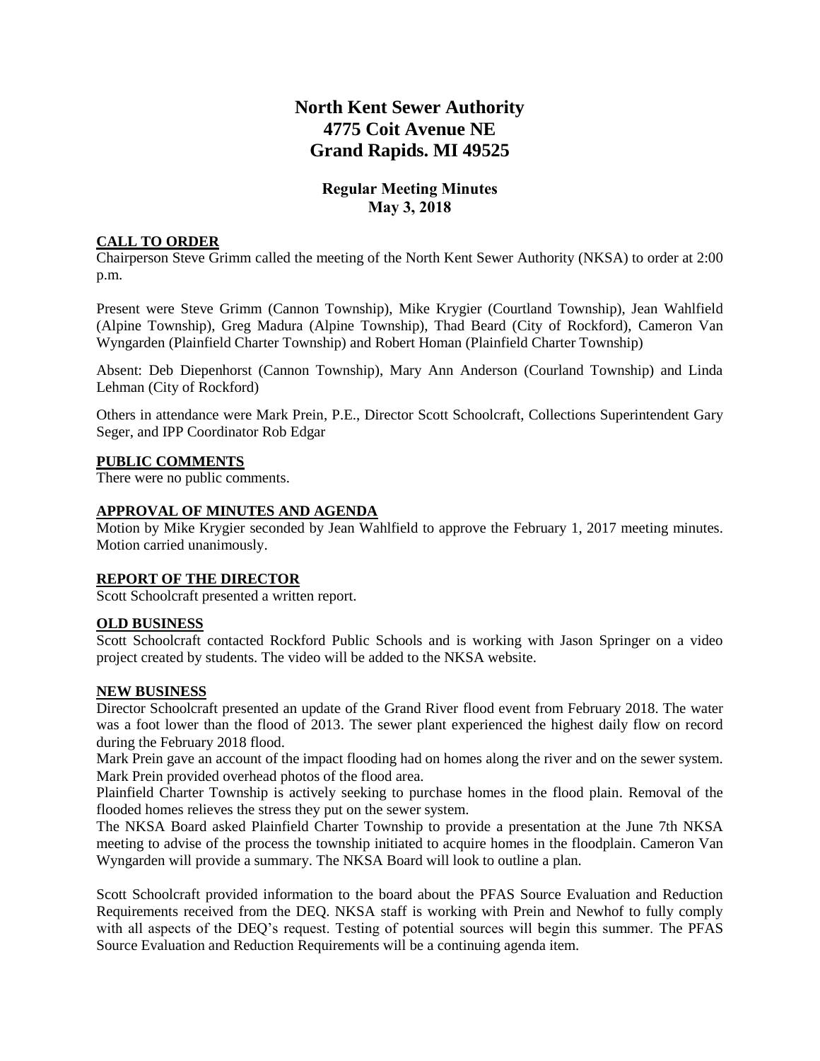# North Kent Sewer Authority
# 4775 Coit Avenue NE
# Grand Rapids. MI 49525

### Regular Meeting Minutes
### May 3, 2018

**CALL TO ORDER**

Chairperson Steve Grimm called the meeting of the North Kent Sewer Authority (NKSA) to order at 2:00 p.m.

Present were Steve Grimm (Cannon Township), Mike Krygier (Courtland Township), Jean Wahlfield (Alpine Township), Greg Madura (Alpine Township), Thad Beard (City of Rockford), Cameron Van Wyngarden (Plainfield Charter Township) and Robert Homan (Plainfield Charter Township)

Absent: Deb Diepenhorst (Cannon Township), Mary Ann Anderson (Courland Township) and Linda Lehman (City of Rockford)

Others in attendance were Mark Prein, P.E., Director Scott Schoolcraft, Collections Superintendent Gary Seger, and IPP Coordinator Rob Edgar

**PUBLIC COMMENTS**

There were no public comments.

**APPROVAL OF MINUTES AND AGENDA**

Motion by Mike Krygier seconded by Jean Wahlfield to approve the February 1, 2017 meeting minutes. Motion carried unanimously.

**REPORT OF THE DIRECTOR**

Scott Schoolcraft presented a written report.

**OLD BUSINESS**

Scott Schoolcraft contacted Rockford Public Schools and is working with Jason Springer on a video project created by students. The video will be added to the NKSA website.

**NEW BUSINESS**

Director Schoolcraft presented an update of the Grand River flood event from February 2018. The water was a foot lower than the flood of 2013. The sewer plant experienced the highest daily flow on record during the February 2018 flood.

Mark Prein gave an account of the impact flooding had on homes along the river and on the sewer system. Mark Prein provided overhead photos of the flood area.

Plainfield Charter Township is actively seeking to purchase homes in the flood plain. Removal of the flooded homes relieves the stress they put on the sewer system.

The NKSA Board asked Plainfield Charter Township to provide a presentation at the June 7th NKSA meeting to advise of the process the township initiated to acquire homes in the floodplain. Cameron Van Wyngarden will provide a summary. The NKSA Board will look to outline a plan.

Scott Schoolcraft provided information to the board about the PFAS Source Evaluation and Reduction Requirements received from the DEQ. NKSA staff is working with Prein and Newhof to fully comply with all aspects of the DEQ's request. Testing of potential sources will begin this summer. The PFAS Source Evaluation and Reduction Requirements will be a continuing agenda item.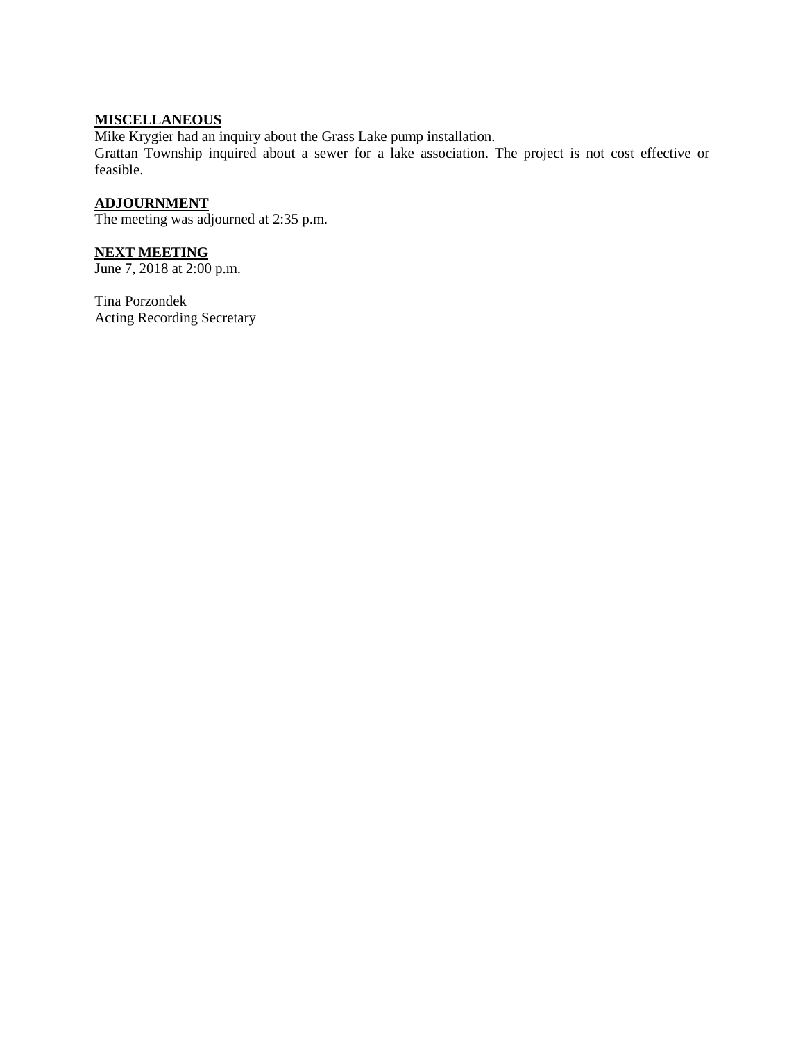**MISCELLANEOUS**

Mike Krygier had an inquiry about the Grass Lake pump installation.

Grattan Township inquired about a sewer for a lake association. The project is not cost effective or feasible.

**ADJOURNMENT**

The meeting was adjourned at 2:35 p.m.

**NEXT MEETING**

June 7, 2018 at 2:00 p.m.

Tina Porzondek
Acting Recording Secretary